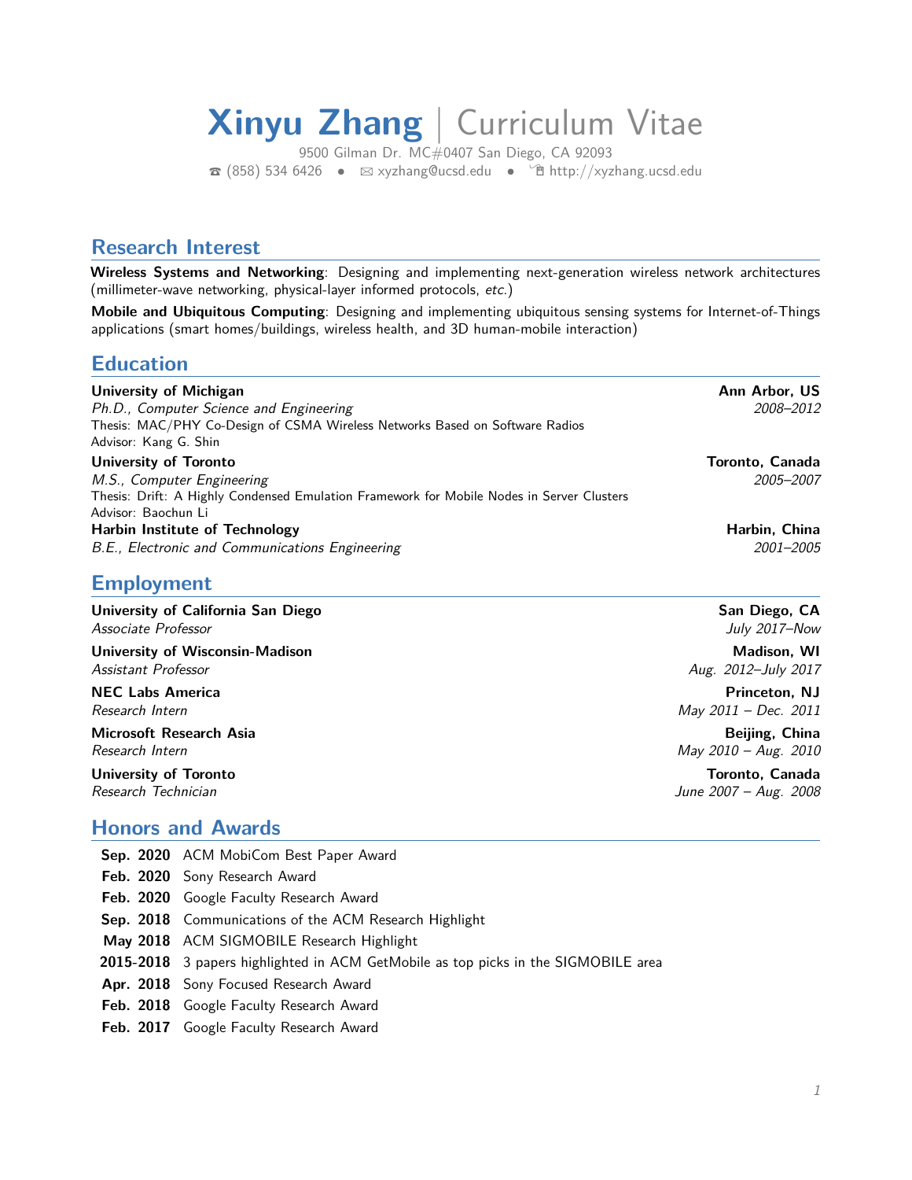# **Xinyu Zhang** | Curriculum Vitae

9500 Gilman Dr. MC#0407 San Diego, CA 92093
☎ (858) 534 6426 • ✉ xyzhang@ucsd.edu • http://xyzhang.ucsd.edu

## Research Interest

**Wireless Systems and Networking**: Designing and implementing next-generation wireless network architectures (millimeter-wave networking, physical-layer informed protocols, *etc.*)

**Mobile and Ubiquitous Computing**: Designing and implementing ubiquitous sensing systems for Internet-of-Things applications (smart homes/buildings, wireless health, and 3D human-mobile interaction)

## Education

**University of Michigan** — **Ann Arbor, US**
*Ph.D., Computer Science and Engineering* — *2008–2012*
Thesis: MAC/PHY Co-Design of CSMA Wireless Networks Based on Software Radios
Advisor: Kang G. Shin

**University of Toronto** — **Toronto, Canada**
*M.S., Computer Engineering* — *2005–2007*
Thesis: Drift: A Highly Condensed Emulation Framework for Mobile Nodes in Server Clusters
Advisor: Baochun Li

**Harbin Institute of Technology** — **Harbin, China**
*B.E., Electronic and Communications Engineering* — *2001–2005*

## Employment

**University of California San Diego** — **San Diego, CA**
*Associate Professor* — *July 2017–Now*

**University of Wisconsin-Madison** — **Madison, WI**
*Assistant Professor* — *Aug. 2012–July 2017*

**NEC Labs America** — **Princeton, NJ**
*Research Intern* — *May 2011 – Dec. 2011*

**Microsoft Research Asia** — **Beijing, China**
*Research Intern* — *May 2010 – Aug. 2010*

**University of Toronto** — **Toronto, Canada**
*Research Technician* — *June 2007 – Aug. 2008*

## Honors and Awards

- **Sep. 2020** ACM MobiCom Best Paper Award
- **Feb. 2020** Sony Research Award
- **Feb. 2020** Google Faculty Research Award
- **Sep. 2018** Communications of the ACM Research Highlight
- **May 2018** ACM SIGMOBILE Research Highlight
- **2015-2018** 3 papers highlighted in ACM GetMobile as top picks in the SIGMOBILE area
- **Apr. 2018** Sony Focused Research Award
- **Feb. 2018** Google Faculty Research Award
- **Feb. 2017** Google Faculty Research Award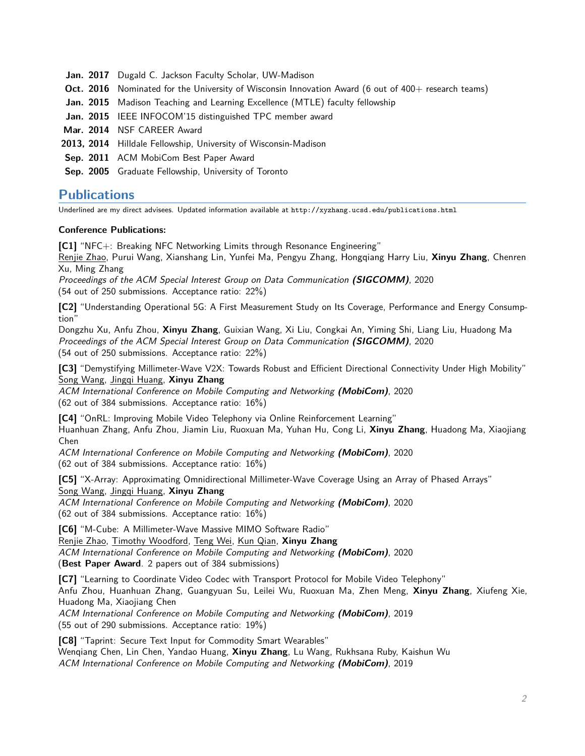- **Jan. 2017** Dugald C. Jackson Faculty Scholar, UW-Madison
- **Oct. 2016** Nominated for the University of Wisconsin Innovation Award (6 out of 400+ research teams)
- **Jan. 2015** Madison Teaching and Learning Excellence (MTLE) faculty fellowship
- **Jan. 2015** IEEE INFOCOM'15 distinguished TPC member award
- **Mar. 2014** NSF CAREER Award
- **2013, 2014** Hilldale Fellowship, University of Wisconsin-Madison
- **Sep. 2011** ACM MobiCom Best Paper Award
- **Sep. 2005** Graduate Fellowship, University of Toronto

## Publications

Underlined are my direct advisees. Updated information available at http://xyzhang.ucsd.edu/publications.html

**Conference Publications:**

**[C1]** "NFC+: Breaking NFC Networking Limits through Resonance Engineering"
Renjie Zhao, Purui Wang, Xianshang Lin, Yunfei Ma, Pengyu Zhang, Hongqiang Harry Liu, **Xinyu Zhang**, Chenren Xu, Ming Zhang
*Proceedings of the ACM Special Interest Group on Data Communication **(SIGCOMM)***, 2020
(54 out of 250 submissions. Acceptance ratio: 22%)

**[C2]** "Understanding Operational 5G: A First Measurement Study on Its Coverage, Performance and Energy Consumption"
Dongzhu Xu, Anfu Zhou, **Xinyu Zhang**, Guixian Wang, Xi Liu, Congkai An, Yiming Shi, Liang Liu, Huadong Ma
*Proceedings of the ACM Special Interest Group on Data Communication **(SIGCOMM)***, 2020
(54 out of 250 submissions. Acceptance ratio: 22%)

**[C3]** "Demystifying Millimeter-Wave V2X: Towards Robust and Efficient Directional Connectivity Under High Mobility"
Song Wang, Jingqi Huang, **Xinyu Zhang**
*ACM International Conference on Mobile Computing and Networking **(MobiCom)***, 2020
(62 out of 384 submissions. Acceptance ratio: 16%)

**[C4]** "OnRL: Improving Mobile Video Telephony via Online Reinforcement Learning"
Huanhuan Zhang, Anfu Zhou, Jiamin Liu, Ruoxuan Ma, Yuhan Hu, Cong Li, **Xinyu Zhang**, Huadong Ma, Xiaojiang Chen
*ACM International Conference on Mobile Computing and Networking **(MobiCom)***, 2020
(62 out of 384 submissions. Acceptance ratio: 16%)

**[C5]** "X-Array: Approximating Omnidirectional Millimeter-Wave Coverage Using an Array of Phased Arrays"
Song Wang, Jingqi Huang, **Xinyu Zhang**
*ACM International Conference on Mobile Computing and Networking **(MobiCom)***, 2020
(62 out of 384 submissions. Acceptance ratio: 16%)

**[C6]** "M-Cube: A Millimeter-Wave Massive MIMO Software Radio"
Renjie Zhao, Timothy Woodford, Teng Wei, Kun Qian, **Xinyu Zhang**
*ACM International Conference on Mobile Computing and Networking **(MobiCom)***, 2020
(**Best Paper Award**. 2 papers out of 384 submissions)

**[C7]** "Learning to Coordinate Video Codec with Transport Protocol for Mobile Video Telephony"
Anfu Zhou, Huanhuan Zhang, Guangyuan Su, Leilei Wu, Ruoxuan Ma, Zhen Meng, **Xinyu Zhang**, Xiufeng Xie, Huadong Ma, Xiaojiang Chen
*ACM International Conference on Mobile Computing and Networking **(MobiCom)***, 2019
(55 out of 290 submissions. Acceptance ratio: 19%)

**[C8]** "Taprint: Secure Text Input for Commodity Smart Wearables"
Wenqiang Chen, Lin Chen, Yandao Huang, **Xinyu Zhang**, Lu Wang, Rukhsana Ruby, Kaishun Wu
*ACM International Conference on Mobile Computing and Networking **(MobiCom)***, 2019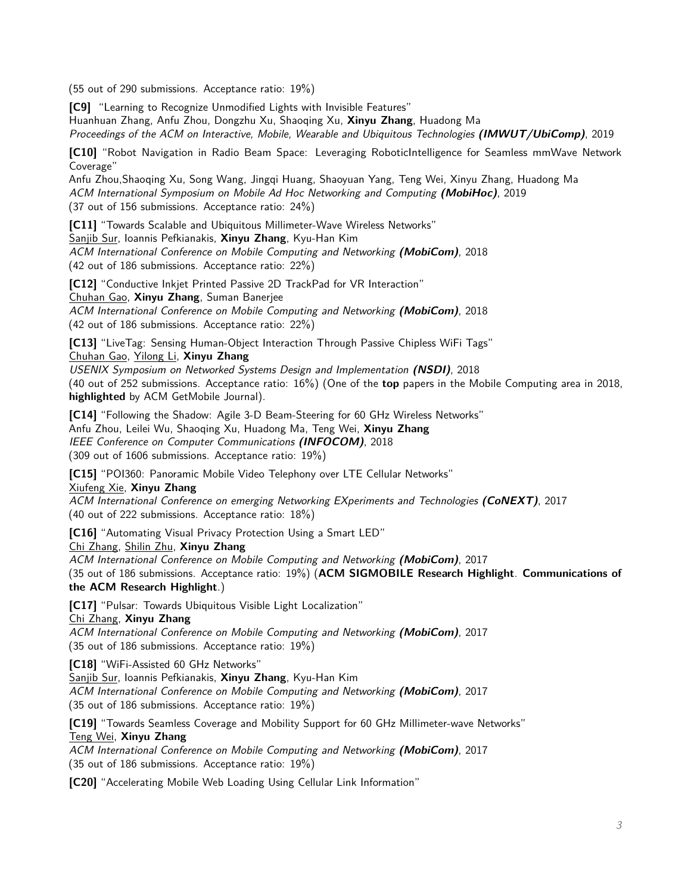(55 out of 290 submissions. Acceptance ratio: 19%)

**[C9]** "Learning to Recognize Unmodified Lights with Invisible Features"
Huanhuan Zhang, Anfu Zhou, Dongzhu Xu, Shaoqing Xu, **Xinyu Zhang**, Huadong Ma
*Proceedings of the ACM on Interactive, Mobile, Wearable and Ubiquitous Technologies* ***(IMWUT/UbiComp)***, 2019

**[C10]** "Robot Navigation in Radio Beam Space: Leveraging RoboticIntelligence for Seamless mmWave Network Coverage"
Anfu Zhou,Shaoqing Xu, Song Wang, Jingqi Huang, Shaoyuan Yang, Teng Wei, Xinyu Zhang, Huadong Ma
*ACM International Symposium on Mobile Ad Hoc Networking and Computing* ***(MobiHoc)***, 2019
(37 out of 156 submissions. Acceptance ratio: 24%)

**[C11]** "Towards Scalable and Ubiquitous Millimeter-Wave Wireless Networks"
Sanjib Sur, Ioannis Pefkianakis, **Xinyu Zhang**, Kyu-Han Kim
*ACM International Conference on Mobile Computing and Networking* ***(MobiCom)***, 2018
(42 out of 186 submissions. Acceptance ratio: 22%)

**[C12]** "Conductive Inkjet Printed Passive 2D TrackPad for VR Interaction"
Chuhan Gao, **Xinyu Zhang**, Suman Banerjee
*ACM International Conference on Mobile Computing and Networking* ***(MobiCom)***, 2018
(42 out of 186 submissions. Acceptance ratio: 22%)

**[C13]** "LiveTag: Sensing Human-Object Interaction Through Passive Chipless WiFi Tags"
Chuhan Gao, Yilong Li, **Xinyu Zhang**
*USENIX Symposium on Networked Systems Design and Implementation* ***(NSDI)***, 2018
(40 out of 252 submissions. Acceptance ratio: 16%) (One of the **top** papers in the Mobile Computing area in 2018, **highlighted** by ACM GetMobile Journal).

**[C14]** "Following the Shadow: Agile 3-D Beam-Steering for 60 GHz Wireless Networks"
Anfu Zhou, Leilei Wu, Shaoqing Xu, Huadong Ma, Teng Wei, **Xinyu Zhang**
*IEEE Conference on Computer Communications* ***(INFOCOM)***, 2018
(309 out of 1606 submissions. Acceptance ratio: 19%)

**[C15]** "POI360: Panoramic Mobile Video Telephony over LTE Cellular Networks"
Xiufeng Xie, **Xinyu Zhang**
*ACM International Conference on emerging Networking EXperiments and Technologies* ***(CoNEXT)***, 2017
(40 out of 222 submissions. Acceptance ratio: 18%)

**[C16]** "Automating Visual Privacy Protection Using a Smart LED"
Chi Zhang, Shilin Zhu, **Xinyu Zhang**
*ACM International Conference on Mobile Computing and Networking* ***(MobiCom)***, 2017
(35 out of 186 submissions. Acceptance ratio: 19%) (**ACM SIGMOBILE Research Highlight**. **Communications of the ACM Research Highlight**.)

**[C17]** "Pulsar: Towards Ubiquitous Visible Light Localization"
Chi Zhang, **Xinyu Zhang**
*ACM International Conference on Mobile Computing and Networking* ***(MobiCom)***, 2017
(35 out of 186 submissions. Acceptance ratio: 19%)

**[C18]** "WiFi-Assisted 60 GHz Networks"
Sanjib Sur, Ioannis Pefkianakis, **Xinyu Zhang**, Kyu-Han Kim
*ACM International Conference on Mobile Computing and Networking* ***(MobiCom)***, 2017
(35 out of 186 submissions. Acceptance ratio: 19%)

**[C19]** "Towards Seamless Coverage and Mobility Support for 60 GHz Millimeter-wave Networks"
Teng Wei, **Xinyu Zhang**
*ACM International Conference on Mobile Computing and Networking* ***(MobiCom)***, 2017
(35 out of 186 submissions. Acceptance ratio: 19%)

**[C20]** "Accelerating Mobile Web Loading Using Cellular Link Information"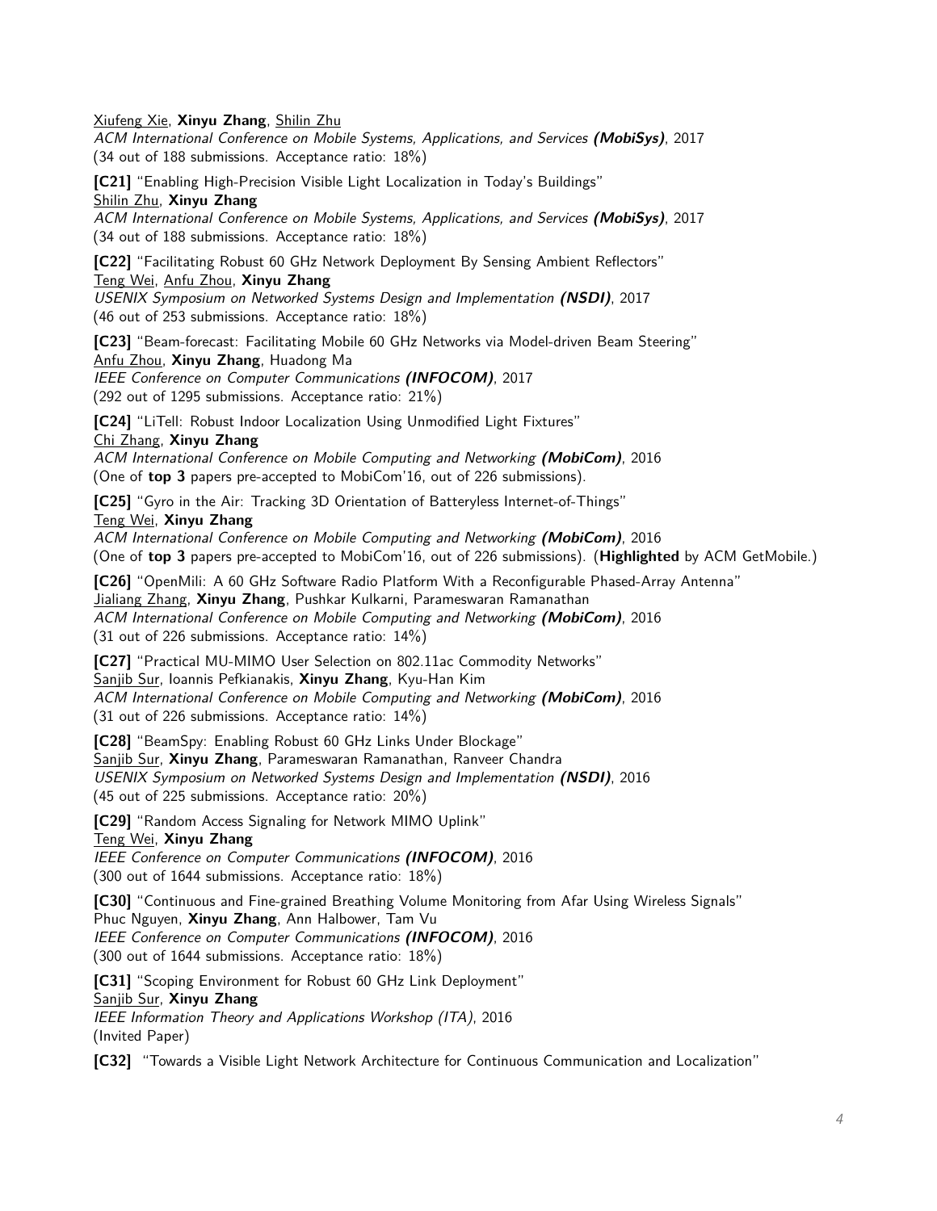<u>Xiufeng Xie</u>, **Xinyu Zhang**, <u>Shilin Zhu</u>
*ACM International Conference on Mobile Systems, Applications, and Services* ***(MobiSys)***, 2017
(34 out of 188 submissions. Acceptance ratio: 18%)

**[C21]** "Enabling High-Precision Visible Light Localization in Today's Buildings"
<u>Shilin Zhu</u>, **Xinyu Zhang**
*ACM International Conference on Mobile Systems, Applications, and Services* ***(MobiSys)***, 2017
(34 out of 188 submissions. Acceptance ratio: 18%)

**[C22]** "Facilitating Robust 60 GHz Network Deployment By Sensing Ambient Reflectors"
<u>Teng Wei</u>, <u>Anfu Zhou</u>, **Xinyu Zhang**
*USENIX Symposium on Networked Systems Design and Implementation* ***(NSDI)***, 2017
(46 out of 253 submissions. Acceptance ratio: 18%)

**[C23]** "Beam-forecast: Facilitating Mobile 60 GHz Networks via Model-driven Beam Steering"
<u>Anfu Zhou</u>, **Xinyu Zhang**, Huadong Ma
*IEEE Conference on Computer Communications* ***(INFOCOM)***, 2017
(292 out of 1295 submissions. Acceptance ratio: 21%)

**[C24]** "LiTell: Robust Indoor Localization Using Unmodified Light Fixtures"
<u>Chi Zhang</u>, **Xinyu Zhang**
*ACM International Conference on Mobile Computing and Networking* ***(MobiCom)***, 2016
(One of **top 3** papers pre-accepted to MobiCom'16, out of 226 submissions).

**[C25]** "Gyro in the Air: Tracking 3D Orientation of Batteryless Internet-of-Things"
<u>Teng Wei</u>, **Xinyu Zhang**
*ACM International Conference on Mobile Computing and Networking* ***(MobiCom)***, 2016
(One of **top 3** papers pre-accepted to MobiCom'16, out of 226 submissions). (**Highlighted** by ACM GetMobile.)

**[C26]** "OpenMili: A 60 GHz Software Radio Platform With a Reconfigurable Phased-Array Antenna"
<u>Jialiang Zhang</u>, **Xinyu Zhang**, Pushkar Kulkarni, Parameswaran Ramanathan
*ACM International Conference on Mobile Computing and Networking* ***(MobiCom)***, 2016
(31 out of 226 submissions. Acceptance ratio: 14%)

**[C27]** "Practical MU-MIMO User Selection on 802.11ac Commodity Networks"
<u>Sanjib Sur</u>, Ioannis Pefkianakis, **Xinyu Zhang**, Kyu-Han Kim
*ACM International Conference on Mobile Computing and Networking* ***(MobiCom)***, 2016
(31 out of 226 submissions. Acceptance ratio: 14%)

**[C28]** "BeamSpy: Enabling Robust 60 GHz Links Under Blockage"
<u>Sanjib Sur</u>, **Xinyu Zhang**, Parameswaran Ramanathan, Ranveer Chandra
*USENIX Symposium on Networked Systems Design and Implementation* ***(NSDI)***, 2016
(45 out of 225 submissions. Acceptance ratio: 20%)

**[C29]** "Random Access Signaling for Network MIMO Uplink"
<u>Teng Wei</u>, **Xinyu Zhang**
*IEEE Conference on Computer Communications* ***(INFOCOM)***, 2016
(300 out of 1644 submissions. Acceptance ratio: 18%)

**[C30]** "Continuous and Fine-grained Breathing Volume Monitoring from Afar Using Wireless Signals"
Phuc Nguyen, **Xinyu Zhang**, Ann Halbower, Tam Vu
*IEEE Conference on Computer Communications* ***(INFOCOM)***, 2016
(300 out of 1644 submissions. Acceptance ratio: 18%)

**[C31]** "Scoping Environment for Robust 60 GHz Link Deployment"
<u>Sanjib Sur</u>, **Xinyu Zhang**
*IEEE Information Theory and Applications Workshop (ITA)*, 2016
(Invited Paper)

**[C32]** "Towards a Visible Light Network Architecture for Continuous Communication and Localization"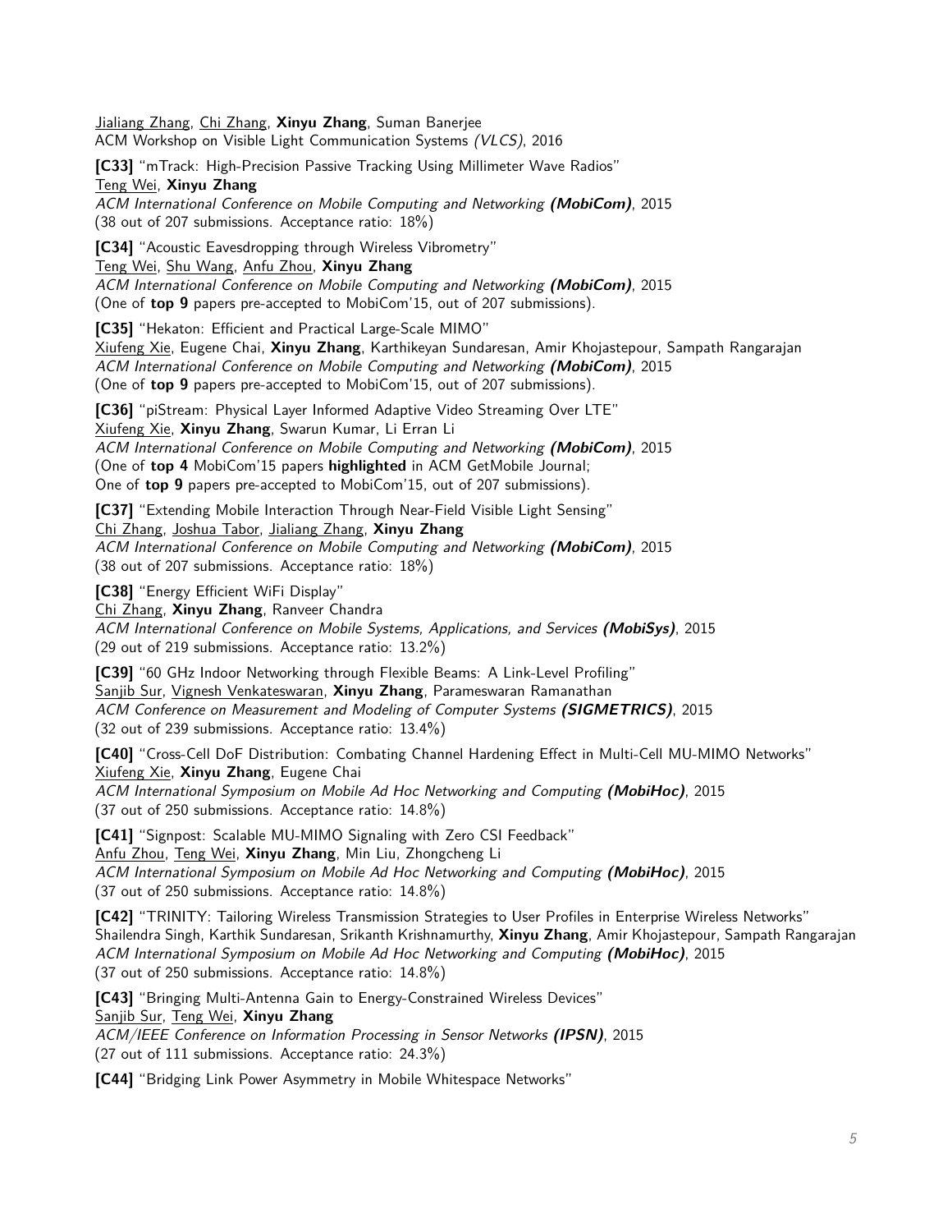Jialiang Zhang, Chi Zhang, **Xinyu Zhang**, Suman Banerjee
ACM Workshop on Visible Light Communication Systems *(VLCS)*, 2016

**[C33]** "mTrack: High-Precision Passive Tracking Using Millimeter Wave Radios"
Teng Wei, **Xinyu Zhang**
*ACM International Conference on Mobile Computing and Networking* ***(MobiCom)***, 2015
(38 out of 207 submissions. Acceptance ratio: 18%)

**[C34]** "Acoustic Eavesdropping through Wireless Vibrometry"
Teng Wei, Shu Wang, Anfu Zhou, **Xinyu Zhang**
*ACM International Conference on Mobile Computing and Networking* ***(MobiCom)***, 2015
(One of **top 9** papers pre-accepted to MobiCom'15, out of 207 submissions).

**[C35]** "Hekaton: Efficient and Practical Large-Scale MIMO"
Xiufeng Xie, Eugene Chai, **Xinyu Zhang**, Karthikeyan Sundaresan, Amir Khojastepour, Sampath Rangarajan
*ACM International Conference on Mobile Computing and Networking* ***(MobiCom)***, 2015
(One of **top 9** papers pre-accepted to MobiCom'15, out of 207 submissions).

**[C36]** "piStream: Physical Layer Informed Adaptive Video Streaming Over LTE"
Xiufeng Xie, **Xinyu Zhang**, Swarun Kumar, Li Erran Li
*ACM International Conference on Mobile Computing and Networking* ***(MobiCom)***, 2015
(One of **top 4** MobiCom'15 papers **highlighted** in ACM GetMobile Journal;
One of **top 9** papers pre-accepted to MobiCom'15, out of 207 submissions).

**[C37]** "Extending Mobile Interaction Through Near-Field Visible Light Sensing"
Chi Zhang, Joshua Tabor, Jialiang Zhang, **Xinyu Zhang**
*ACM International Conference on Mobile Computing and Networking* ***(MobiCom)***, 2015
(38 out of 207 submissions. Acceptance ratio: 18%)

**[C38]** "Energy Efficient WiFi Display"
Chi Zhang, **Xinyu Zhang**, Ranveer Chandra
*ACM International Conference on Mobile Systems, Applications, and Services* ***(MobiSys)***, 2015
(29 out of 219 submissions. Acceptance ratio: 13.2%)

**[C39]** "60 GHz Indoor Networking through Flexible Beams: A Link-Level Profiling"
Sanjib Sur, Vignesh Venkateswaran, **Xinyu Zhang**, Parameswaran Ramanathan
*ACM Conference on Measurement and Modeling of Computer Systems* ***(SIGMETRICS)***, 2015
(32 out of 239 submissions. Acceptance ratio: 13.4%)

**[C40]** "Cross-Cell DoF Distribution: Combating Channel Hardening Effect in Multi-Cell MU-MIMO Networks"
Xiufeng Xie, **Xinyu Zhang**, Eugene Chai
*ACM International Symposium on Mobile Ad Hoc Networking and Computing* ***(MobiHoc)***, 2015
(37 out of 250 submissions. Acceptance ratio: 14.8%)

**[C41]** "Signpost: Scalable MU-MIMO Signaling with Zero CSI Feedback"
Anfu Zhou, Teng Wei, **Xinyu Zhang**, Min Liu, Zhongcheng Li
*ACM International Symposium on Mobile Ad Hoc Networking and Computing* ***(MobiHoc)***, 2015
(37 out of 250 submissions. Acceptance ratio: 14.8%)

**[C42]** "TRINITY: Tailoring Wireless Transmission Strategies to User Profiles in Enterprise Wireless Networks"
Shailendra Singh, Karthik Sundaresan, Srikanth Krishnamurthy, **Xinyu Zhang**, Amir Khojastepour, Sampath Rangarajan
*ACM International Symposium on Mobile Ad Hoc Networking and Computing* ***(MobiHoc)***, 2015
(37 out of 250 submissions. Acceptance ratio: 14.8%)

**[C43]** "Bringing Multi-Antenna Gain to Energy-Constrained Wireless Devices"
Sanjib Sur, Teng Wei, **Xinyu Zhang**
*ACM/IEEE Conference on Information Processing in Sensor Networks* ***(IPSN)***, 2015
(27 out of 111 submissions. Acceptance ratio: 24.3%)

**[C44]** "Bridging Link Power Asymmetry in Mobile Whitespace Networks"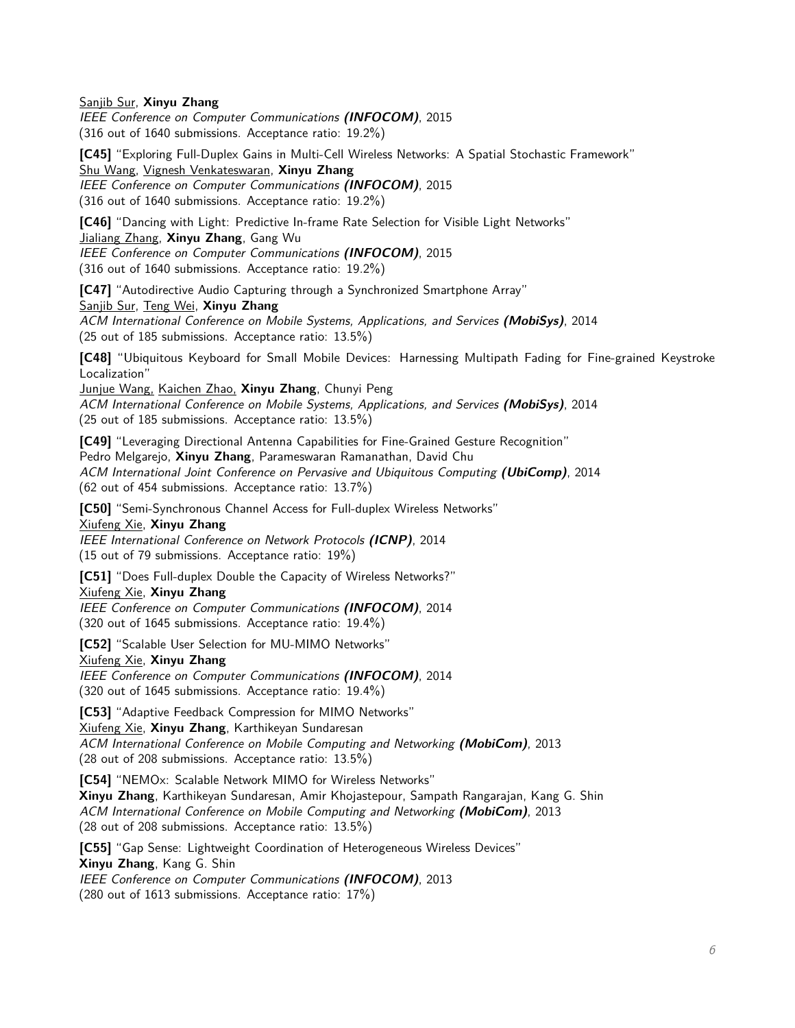Sanjib Sur, **Xinyu Zhang**
*IEEE Conference on Computer Communications* ***(INFOCOM)***, 2015
(316 out of 1640 submissions. Acceptance ratio: 19.2%)

**[C45]** "Exploring Full-Duplex Gains in Multi-Cell Wireless Networks: A Spatial Stochastic Framework"
Shu Wang, Vignesh Venkateswaran, **Xinyu Zhang**
*IEEE Conference on Computer Communications* ***(INFOCOM)***, 2015
(316 out of 1640 submissions. Acceptance ratio: 19.2%)

**[C46]** "Dancing with Light: Predictive In-frame Rate Selection for Visible Light Networks"
Jialiang Zhang, **Xinyu Zhang**, Gang Wu
*IEEE Conference on Computer Communications* ***(INFOCOM)***, 2015
(316 out of 1640 submissions. Acceptance ratio: 19.2%)

**[C47]** "Autodirective Audio Capturing through a Synchronized Smartphone Array"
Sanjib Sur, Teng Wei, **Xinyu Zhang**
*ACM International Conference on Mobile Systems, Applications, and Services* ***(MobiSys)***, 2014
(25 out of 185 submissions. Acceptance ratio: 13.5%)

**[C48]** "Ubiquitous Keyboard for Small Mobile Devices: Harnessing Multipath Fading for Fine-grained Keystroke Localization"
Junjue Wang, Kaichen Zhao, **Xinyu Zhang**, Chunyi Peng
*ACM International Conference on Mobile Systems, Applications, and Services* ***(MobiSys)***, 2014
(25 out of 185 submissions. Acceptance ratio: 13.5%)

**[C49]** "Leveraging Directional Antenna Capabilities for Fine-Grained Gesture Recognition"
Pedro Melgarejo, **Xinyu Zhang**, Parameswaran Ramanathan, David Chu
*ACM International Joint Conference on Pervasive and Ubiquitous Computing* ***(UbiComp)***, 2014
(62 out of 454 submissions. Acceptance ratio: 13.7%)

**[C50]** "Semi-Synchronous Channel Access for Full-duplex Wireless Networks"
Xiufeng Xie, **Xinyu Zhang**
*IEEE International Conference on Network Protocols* ***(ICNP)***, 2014
(15 out of 79 submissions. Acceptance ratio: 19%)

**[C51]** "Does Full-duplex Double the Capacity of Wireless Networks?"
Xiufeng Xie, **Xinyu Zhang**
*IEEE Conference on Computer Communications* ***(INFOCOM)***, 2014
(320 out of 1645 submissions. Acceptance ratio: 19.4%)

**[C52]** "Scalable User Selection for MU-MIMO Networks"
Xiufeng Xie, **Xinyu Zhang**
*IEEE Conference on Computer Communications* ***(INFOCOM)***, 2014
(320 out of 1645 submissions. Acceptance ratio: 19.4%)

**[C53]** "Adaptive Feedback Compression for MIMO Networks"
Xiufeng Xie, **Xinyu Zhang**, Karthikeyan Sundaresan
*ACM International Conference on Mobile Computing and Networking* ***(MobiCom)***, 2013
(28 out of 208 submissions. Acceptance ratio: 13.5%)

**[C54]** "NEMOx: Scalable Network MIMO for Wireless Networks"
**Xinyu Zhang**, Karthikeyan Sundaresan, Amir Khojastepour, Sampath Rangarajan, Kang G. Shin
*ACM International Conference on Mobile Computing and Networking* ***(MobiCom)***, 2013
(28 out of 208 submissions. Acceptance ratio: 13.5%)

**[C55]** "Gap Sense: Lightweight Coordination of Heterogeneous Wireless Devices"
**Xinyu Zhang**, Kang G. Shin
*IEEE Conference on Computer Communications* ***(INFOCOM)***, 2013
(280 out of 1613 submissions. Acceptance ratio: 17%)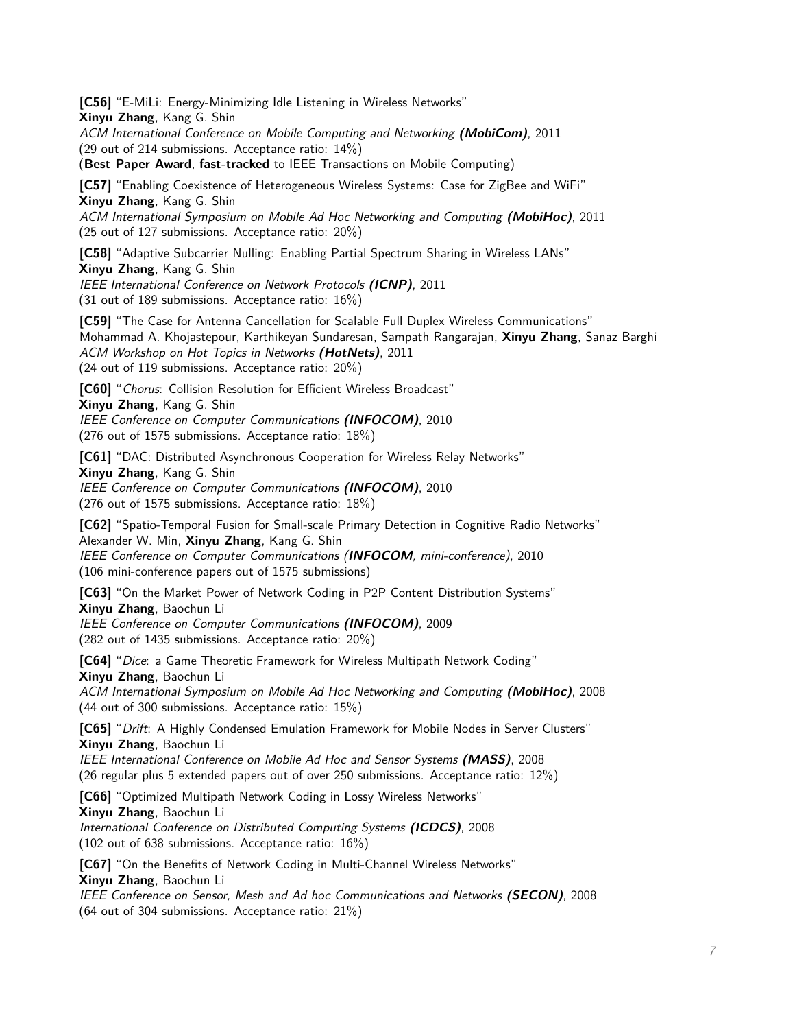**[C56]** "E-MiLi: Energy-Minimizing Idle Listening in Wireless Networks"
**Xinyu Zhang**, Kang G. Shin
*ACM International Conference on Mobile Computing and Networking **(MobiCom)***, 2011
(29 out of 214 submissions. Acceptance ratio: 14%)
(**Best Paper Award**, **fast-tracked** to IEEE Transactions on Mobile Computing)

**[C57]** "Enabling Coexistence of Heterogeneous Wireless Systems: Case for ZigBee and WiFi"
**Xinyu Zhang**, Kang G. Shin
*ACM International Symposium on Mobile Ad Hoc Networking and Computing **(MobiHoc)***, 2011
(25 out of 127 submissions. Acceptance ratio: 20%)

**[C58]** "Adaptive Subcarrier Nulling: Enabling Partial Spectrum Sharing in Wireless LANs"
**Xinyu Zhang**, Kang G. Shin
*IEEE International Conference on Network Protocols **(ICNP)***, 2011
(31 out of 189 submissions. Acceptance ratio: 16%)

**[C59]** "The Case for Antenna Cancellation for Scalable Full Duplex Wireless Communications"
Mohammad A. Khojastepour, Karthikeyan Sundaresan, Sampath Rangarajan, **Xinyu Zhang**, Sanaz Barghi
*ACM Workshop on Hot Topics in Networks **(HotNets)***, 2011
(24 out of 119 submissions. Acceptance ratio: 20%)

**[C60]** "*Chorus*: Collision Resolution for Efficient Wireless Broadcast"
**Xinyu Zhang**, Kang G. Shin
*IEEE Conference on Computer Communications **(INFOCOM)***, 2010
(276 out of 1575 submissions. Acceptance ratio: 18%)

**[C61]** "DAC: Distributed Asynchronous Cooperation for Wireless Relay Networks"
**Xinyu Zhang**, Kang G. Shin
*IEEE Conference on Computer Communications **(INFOCOM)***, 2010
(276 out of 1575 submissions. Acceptance ratio: 18%)

**[C62]** "Spatio-Temporal Fusion for Small-scale Primary Detection in Cognitive Radio Networks"
Alexander W. Min, **Xinyu Zhang**, Kang G. Shin
*IEEE Conference on Computer Communications (**INFOCOM**, mini-conference)*, 2010
(106 mini-conference papers out of 1575 submissions)

**[C63]** "On the Market Power of Network Coding in P2P Content Distribution Systems"
**Xinyu Zhang**, Baochun Li
*IEEE Conference on Computer Communications **(INFOCOM)***, 2009
(282 out of 1435 submissions. Acceptance ratio: 20%)

**[C64]** "*Dice*: a Game Theoretic Framework for Wireless Multipath Network Coding"
**Xinyu Zhang**, Baochun Li
*ACM International Symposium on Mobile Ad Hoc Networking and Computing **(MobiHoc)***, 2008
(44 out of 300 submissions. Acceptance ratio: 15%)

**[C65]** "*Drift*: A Highly Condensed Emulation Framework for Mobile Nodes in Server Clusters"
**Xinyu Zhang**, Baochun Li
*IEEE International Conference on Mobile Ad Hoc and Sensor Systems **(MASS)***, 2008
(26 regular plus 5 extended papers out of over 250 submissions. Acceptance ratio: 12%)

**[C66]** "Optimized Multipath Network Coding in Lossy Wireless Networks"
**Xinyu Zhang**, Baochun Li
*International Conference on Distributed Computing Systems **(ICDCS)***, 2008
(102 out of 638 submissions. Acceptance ratio: 16%)

**[C67]** "On the Benefits of Network Coding in Multi-Channel Wireless Networks"
**Xinyu Zhang**, Baochun Li
*IEEE Conference on Sensor, Mesh and Ad hoc Communications and Networks **(SECON)***, 2008
(64 out of 304 submissions. Acceptance ratio: 21%)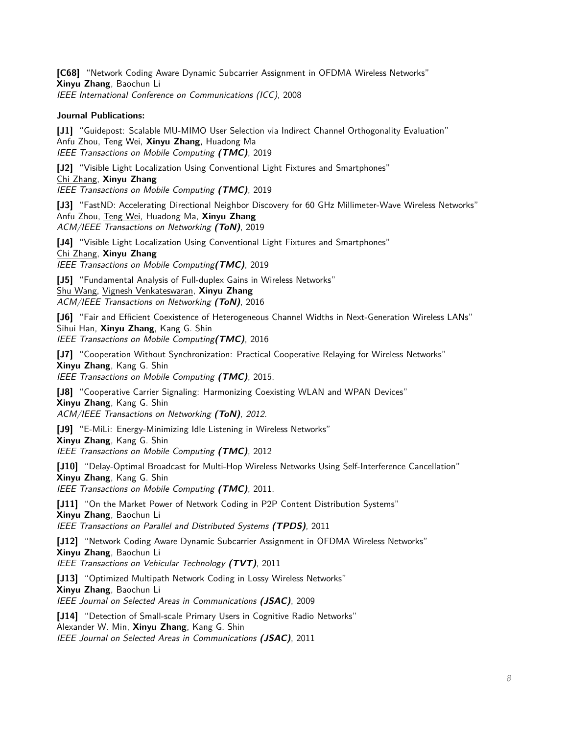**[C68]** "Network Coding Aware Dynamic Subcarrier Assignment in OFDMA Wireless Networks"
**Xinyu Zhang**, Baochun Li
*IEEE International Conference on Communications (ICC)*, 2008

**Journal Publications:**

**[J1]** "Guidepost: Scalable MU-MIMO User Selection via Indirect Channel Orthogonality Evaluation"
Anfu Zhou, Teng Wei, **Xinyu Zhang**, Huadong Ma
*IEEE Transactions on Mobile Computing* ***(TMC)***, 2019

**[J2]** "Visible Light Localization Using Conventional Light Fixtures and Smartphones"
Chi Zhang, **Xinyu Zhang**
*IEEE Transactions on Mobile Computing* ***(TMC)***, 2019

**[J3]** "FastND: Accelerating Directional Neighbor Discovery for 60 GHz Millimeter-Wave Wireless Networks"
Anfu Zhou, Teng Wei, Huadong Ma, **Xinyu Zhang**
*ACM/IEEE Transactions on Networking* ***(ToN)***, 2019

**[J4]** "Visible Light Localization Using Conventional Light Fixtures and Smartphones"
Chi Zhang, **Xinyu Zhang**
*IEEE Transactions on Mobile Computing* ***(TMC)***, 2019

**[J5]** "Fundamental Analysis of Full-duplex Gains in Wireless Networks"
Shu Wang, Vignesh Venkateswaran, **Xinyu Zhang**
*ACM/IEEE Transactions on Networking* ***(ToN)***, 2016

**[J6]** "Fair and Efficient Coexistence of Heterogeneous Channel Widths in Next-Generation Wireless LANs"
Sihui Han, **Xinyu Zhang**, Kang G. Shin
*IEEE Transactions on Mobile Computing* ***(TMC)***, 2016

**[J7]** "Cooperation Without Synchronization: Practical Cooperative Relaying for Wireless Networks"
**Xinyu Zhang**, Kang G. Shin
*IEEE Transactions on Mobile Computing* ***(TMC)***, 2015.

**[J8]** "Cooperative Carrier Signaling: Harmonizing Coexisting WLAN and WPAN Devices"
**Xinyu Zhang**, Kang G. Shin
*ACM/IEEE Transactions on Networking* ***(ToN)****, 2012.*

**[J9]** "E-MiLi: Energy-Minimizing Idle Listening in Wireless Networks"
**Xinyu Zhang**, Kang G. Shin
*IEEE Transactions on Mobile Computing* ***(TMC)***, 2012

**[J10]** "Delay-Optimal Broadcast for Multi-Hop Wireless Networks Using Self-Interference Cancellation"
**Xinyu Zhang**, Kang G. Shin
*IEEE Transactions on Mobile Computing* ***(TMC)***, 2011.

**[J11]** "On the Market Power of Network Coding in P2P Content Distribution Systems"
**Xinyu Zhang**, Baochun Li
*IEEE Transactions on Parallel and Distributed Systems* ***(TPDS)***, 2011

**[J12]** "Network Coding Aware Dynamic Subcarrier Assignment in OFDMA Wireless Networks"
**Xinyu Zhang**, Baochun Li
*IEEE Transactions on Vehicular Technology* ***(TVT)***, 2011

**[J13]** "Optimized Multipath Network Coding in Lossy Wireless Networks"
**Xinyu Zhang**, Baochun Li
*IEEE Journal on Selected Areas in Communications* ***(JSAC)***, 2009

**[J14]** "Detection of Small-scale Primary Users in Cognitive Radio Networks"
Alexander W. Min, **Xinyu Zhang**, Kang G. Shin
*IEEE Journal on Selected Areas in Communications* ***(JSAC)***, 2011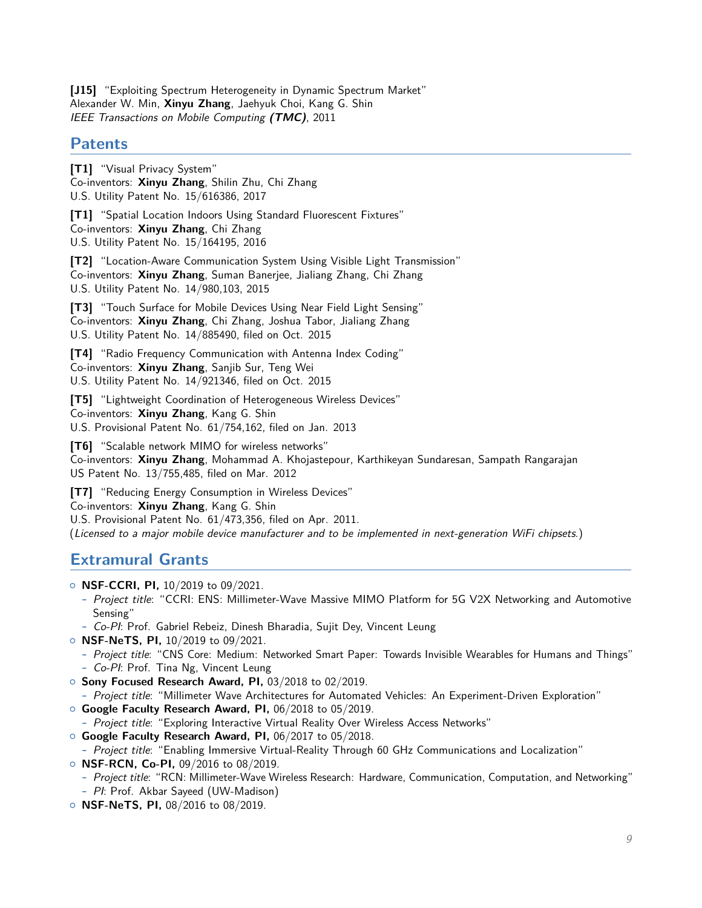**[J15]** "Exploiting Spectrum Heterogeneity in Dynamic Spectrum Market"
Alexander W. Min, **Xinyu Zhang**, Jaehyuk Choi, Kang G. Shin
*IEEE Transactions on Mobile Computing **(TMC)***, 2011

## Patents

**[T1]** "Visual Privacy System"
Co-inventors: **Xinyu Zhang**, Shilin Zhu, Chi Zhang
U.S. Utility Patent No. 15/616386, 2017

**[T1]** "Spatial Location Indoors Using Standard Fluorescent Fixtures"
Co-inventors: **Xinyu Zhang**, Chi Zhang
U.S. Utility Patent No. 15/164195, 2016

**[T2]** "Location-Aware Communication System Using Visible Light Transmission"
Co-inventors: **Xinyu Zhang**, Suman Banerjee, Jialiang Zhang, Chi Zhang
U.S. Utility Patent No. 14/980,103, 2015

**[T3]** "Touch Surface for Mobile Devices Using Near Field Light Sensing"
Co-inventors: **Xinyu Zhang**, Chi Zhang, Joshua Tabor, Jialiang Zhang
U.S. Utility Patent No. 14/885490, filed on Oct. 2015

**[T4]** "Radio Frequency Communication with Antenna Index Coding"
Co-inventors: **Xinyu Zhang**, Sanjib Sur, Teng Wei
U.S. Utility Patent No. 14/921346, filed on Oct. 2015

**[T5]** "Lightweight Coordination of Heterogeneous Wireless Devices"
Co-inventors: **Xinyu Zhang**, Kang G. Shin
U.S. Provisional Patent No. 61/754,162, filed on Jan. 2013

**[T6]** "Scalable network MIMO for wireless networks"
Co-inventors: **Xinyu Zhang**, Mohammad A. Khojastepour, Karthikeyan Sundaresan, Sampath Rangarajan
US Patent No. 13/755,485, filed on Mar. 2012

**[T7]** "Reducing Energy Consumption in Wireless Devices"
Co-inventors: **Xinyu Zhang**, Kang G. Shin
U.S. Provisional Patent No. 61/473,356, filed on Apr. 2011.
(*Licensed to a major mobile device manufacturer and to be implemented in next-generation WiFi chipsets.*)

## Extramural Grants

- **NSF-CCRI, PI,** 10/2019 to 09/2021.
  - *Project title*: "CCRI: ENS: Millimeter-Wave Massive MIMO Platform for 5G V2X Networking and Automotive Sensing"
  - *Co-PI*: Prof. Gabriel Rebeiz, Dinesh Bharadia, Sujit Dey, Vincent Leung
- **NSF-NeTS, PI,** 10/2019 to 09/2021.
  - *Project title*: "CNS Core: Medium: Networked Smart Paper: Towards Invisible Wearables for Humans and Things"
  - *Co-PI*: Prof. Tina Ng, Vincent Leung
- **Sony Focused Research Award, PI,** 03/2018 to 02/2019.
  - *Project title*: "Millimeter Wave Architectures for Automated Vehicles: An Experiment-Driven Exploration"
- **Google Faculty Research Award, PI,** 06/2018 to 05/2019.
  - *Project title*: "Exploring Interactive Virtual Reality Over Wireless Access Networks"
- **Google Faculty Research Award, PI,** 06/2017 to 05/2018.
  - *Project title*: "Enabling Immersive Virtual-Reality Through 60 GHz Communications and Localization"
- **NSF-RCN, Co-PI,** 09/2016 to 08/2019.
  - *Project title*: "RCN: Millimeter-Wave Wireless Research: Hardware, Communication, Computation, and Networking"
  - *PI*: Prof. Akbar Sayeed (UW-Madison)
- **NSF-NeTS, PI,** 08/2016 to 08/2019.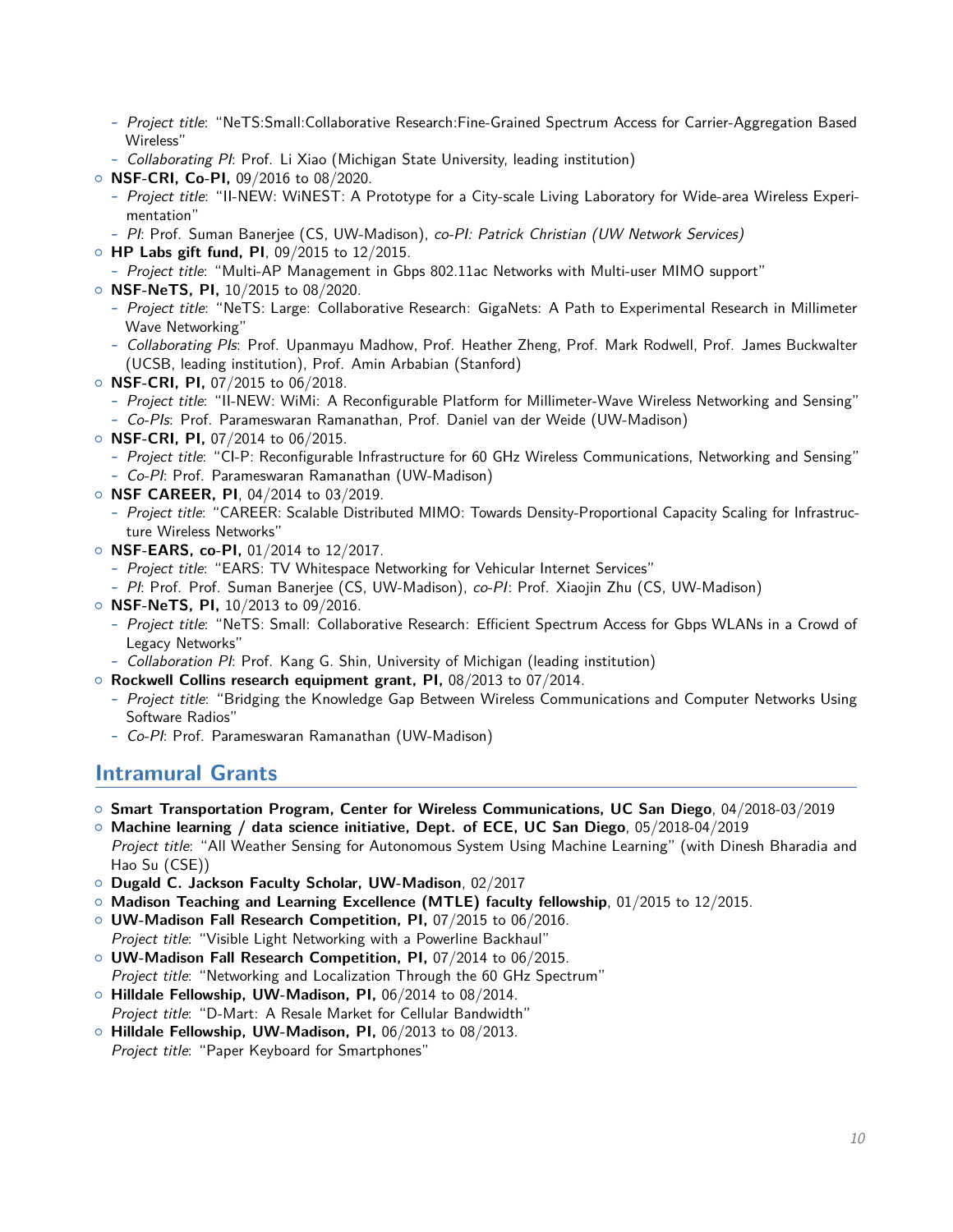- *Project title*: "NeTS:Small:Collaborative Research:Fine-Grained Spectrum Access for Carrier-Aggregation Based Wireless"
  - *Collaborating PI*: Prof. Li Xiao (Michigan State University, leading institution)
- **NSF-CRI, Co-PI,** 09/2016 to 08/2020.
  - *Project title*: "II-NEW: WiNEST: A Prototype for a City-scale Living Laboratory for Wide-area Wireless Experimentation"
  - *PI*: Prof. Suman Banerjee (CS, UW-Madison), *co-PI: Patrick Christian (UW Network Services)*
- **HP Labs gift fund, PI**, 09/2015 to 12/2015.
  - *Project title*: "Multi-AP Management in Gbps 802.11ac Networks with Multi-user MIMO support"
- **NSF-NeTS, PI,** 10/2015 to 08/2020.
  - *Project title*: "NeTS: Large: Collaborative Research: GigaNets: A Path to Experimental Research in Millimeter Wave Networking"
  - *Collaborating PIs*: Prof. Upanmayu Madhow, Prof. Heather Zheng, Prof. Mark Rodwell, Prof. James Buckwalter (UCSB, leading institution), Prof. Amin Arbabian (Stanford)
- **NSF-CRI, PI,** 07/2015 to 06/2018.
  - *Project title*: "II-NEW: WiMi: A Reconfigurable Platform for Millimeter-Wave Wireless Networking and Sensing"
  - *Co-PIs*: Prof. Parameswaran Ramanathan, Prof. Daniel van der Weide (UW-Madison)
- **NSF-CRI, PI,** 07/2014 to 06/2015.
  - *Project title*: "CI-P: Reconfigurable Infrastructure for 60 GHz Wireless Communications, Networking and Sensing"
  - *Co-PI*: Prof. Parameswaran Ramanathan (UW-Madison)
- **NSF CAREER, PI**, 04/2014 to 03/2019.
  - *Project title*: "CAREER: Scalable Distributed MIMO: Towards Density-Proportional Capacity Scaling for Infrastructure Wireless Networks"
- **NSF-EARS, co-PI,** 01/2014 to 12/2017.
  - *Project title*: "EARS: TV Whitespace Networking for Vehicular Internet Services"
  - *PI*: Prof. Prof. Suman Banerjee (CS, UW-Madison), *co-PI*: Prof. Xiaojin Zhu (CS, UW-Madison)
- **NSF-NeTS, PI,** 10/2013 to 09/2016.
  - *Project title*: "NeTS: Small: Collaborative Research: Efficient Spectrum Access for Gbps WLANs in a Crowd of Legacy Networks"
  - *Collaboration PI*: Prof. Kang G. Shin, University of Michigan (leading institution)
- **Rockwell Collins research equipment grant, PI,** 08/2013 to 07/2014.
  - *Project title*: "Bridging the Knowledge Gap Between Wireless Communications and Computer Networks Using Software Radios"
  - *Co-PI*: Prof. Parameswaran Ramanathan (UW-Madison)

## Intramural Grants

- **Smart Transportation Program, Center for Wireless Communications, UC San Diego**, 04/2018-03/2019
- **Machine learning / data science initiative, Dept. of ECE, UC San Diego**, 05/2018-04/2019
  *Project title*: "All Weather Sensing for Autonomous System Using Machine Learning" (with Dinesh Bharadia and Hao Su (CSE))
- **Dugald C. Jackson Faculty Scholar, UW-Madison**, 02/2017
- **Madison Teaching and Learning Excellence (MTLE) faculty fellowship**, 01/2015 to 12/2015.
- **UW-Madison Fall Research Competition, PI,** 07/2015 to 06/2016.
  *Project title*: "Visible Light Networking with a Powerline Backhaul"
- **UW-Madison Fall Research Competition, PI,** 07/2014 to 06/2015.
  *Project title*: "Networking and Localization Through the 60 GHz Spectrum"
- **Hilldale Fellowship, UW-Madison, PI,** 06/2014 to 08/2014.
  *Project title*: "D-Mart: A Resale Market for Cellular Bandwidth"
- **Hilldale Fellowship, UW-Madison, PI,** 06/2013 to 08/2013.
  *Project title*: "Paper Keyboard for Smartphones"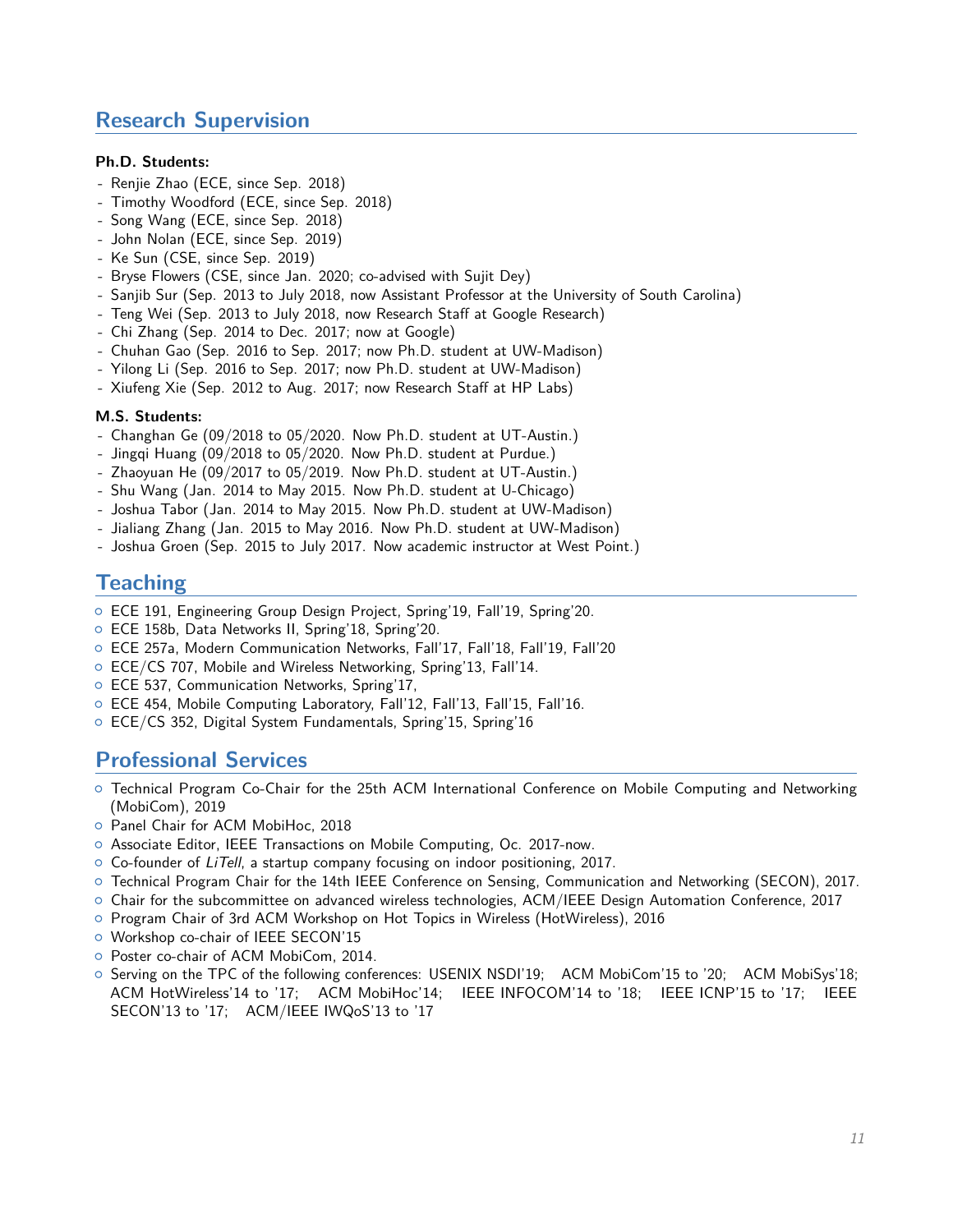## Research Supervision

**Ph.D. Students:**

- Renjie Zhao (ECE, since Sep. 2018)
- Timothy Woodford (ECE, since Sep. 2018)
- Song Wang (ECE, since Sep. 2018)
- John Nolan (ECE, since Sep. 2019)
- Ke Sun (CSE, since Sep. 2019)
- Bryse Flowers (CSE, since Jan. 2020; co-advised with Sujit Dey)
- Sanjib Sur (Sep. 2013 to July 2018, now Assistant Professor at the University of South Carolina)
- Teng Wei (Sep. 2013 to July 2018, now Research Staff at Google Research)
- Chi Zhang (Sep. 2014 to Dec. 2017; now at Google)
- Chuhan Gao (Sep. 2016 to Sep. 2017; now Ph.D. student at UW-Madison)
- Yilong Li (Sep. 2016 to Sep. 2017; now Ph.D. student at UW-Madison)
- Xiufeng Xie (Sep. 2012 to Aug. 2017; now Research Staff at HP Labs)

**M.S. Students:**

- Changhan Ge (09/2018 to 05/2020. Now Ph.D. student at UT-Austin.)
- Jingqi Huang (09/2018 to 05/2020. Now Ph.D. student at Purdue.)
- Zhaoyuan He (09/2017 to 05/2019. Now Ph.D. student at UT-Austin.)
- Shu Wang (Jan. 2014 to May 2015. Now Ph.D. student at U-Chicago)
- Joshua Tabor (Jan. 2014 to May 2015. Now Ph.D. student at UW-Madison)
- Jialiang Zhang (Jan. 2015 to May 2016. Now Ph.D. student at UW-Madison)
- Joshua Groen (Sep. 2015 to July 2017. Now academic instructor at West Point.)

## Teaching

- ECE 191, Engineering Group Design Project, Spring'19, Fall'19, Spring'20.
- ECE 158b, Data Networks II, Spring'18, Spring'20.
- ECE 257a, Modern Communication Networks, Fall'17, Fall'18, Fall'19, Fall'20
- ECE/CS 707, Mobile and Wireless Networking, Spring'13, Fall'14.
- ECE 537, Communication Networks, Spring'17,
- ECE 454, Mobile Computing Laboratory, Fall'12, Fall'13, Fall'15, Fall'16.
- ECE/CS 352, Digital System Fundamentals, Spring'15, Spring'16

## Professional Services

- Technical Program Co-Chair for the 25th ACM International Conference on Mobile Computing and Networking (MobiCom), 2019
- Panel Chair for ACM MobiHoc, 2018
- Associate Editor, IEEE Transactions on Mobile Computing, Oc. 2017-now.
- Co-founder of *LiTell*, a startup company focusing on indoor positioning, 2017.
- Technical Program Chair for the 14th IEEE Conference on Sensing, Communication and Networking (SECON), 2017.
- Chair for the subcommittee on advanced wireless technologies, ACM/IEEE Design Automation Conference, 2017
- Program Chair of 3rd ACM Workshop on Hot Topics in Wireless (HotWireless), 2016
- Workshop co-chair of IEEE SECON'15
- Poster co-chair of ACM MobiCom, 2014.
- Serving on the TPC of the following conferences: USENIX NSDI'19; ACM MobiCom'15 to '20; ACM MobiSys'18; ACM HotWireless'14 to '17; ACM MobiHoc'14; IEEE INFOCOM'14 to '18; IEEE ICNP'15 to '17; IEEE SECON'13 to '17; ACM/IEEE IWQoS'13 to '17